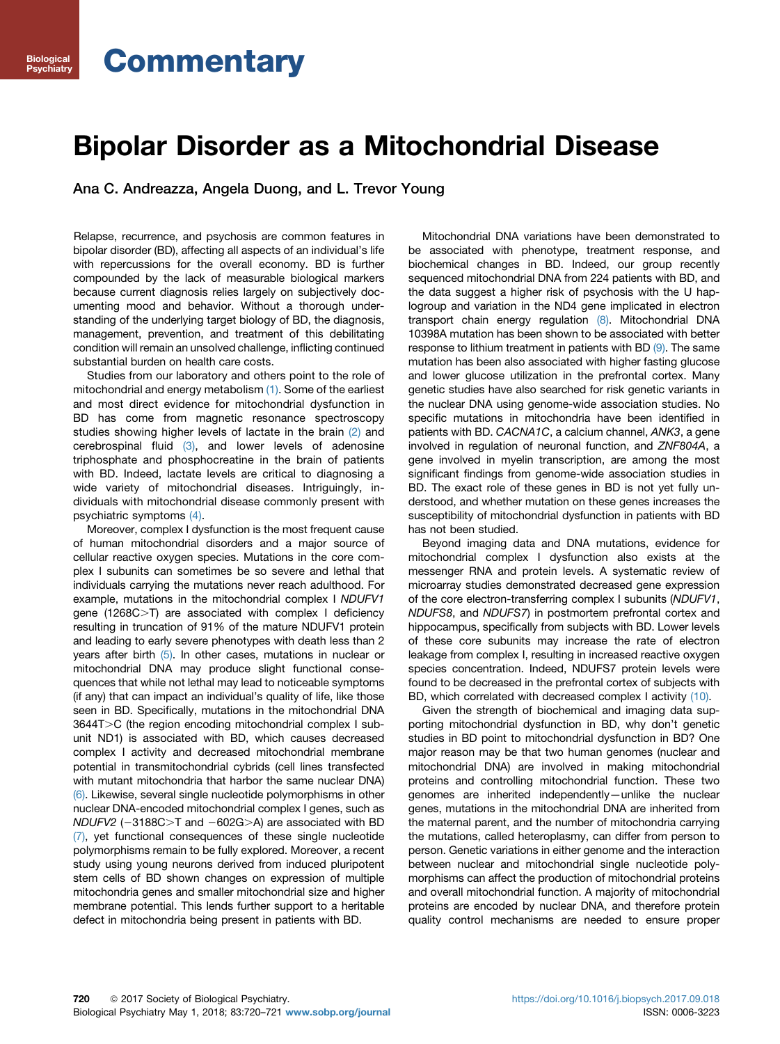# Bipolar Disorder as a Mitochondrial Disease

Ana C. Andreazza, Angela Duong, and L. Trevor Young

Relapse, recurrence, and psychosis are common features in bipolar disorder (BD), affecting all aspects of an individual's life with repercussions for the overall economy. BD is further compounded by the lack of measurable biological markers because current diagnosis relies largely on subjectively documenting mood and behavior. Without a thorough understanding of the underlying target biology of BD, the diagnosis, management, prevention, and treatment of this debilitating condition will remain an unsolved challenge, inflicting continued substantial burden on health care costs.

Studies from our laboratory and others point to the role of mitochondrial and energy metabolism (1). Some of the earliest and most direct evidence for mitochondrial dysfunction in BD has come from magnetic resonance spectroscopy studies showing higher levels of lactate in the brain (2) and cerebrospinal fluid (3), and lower levels of adenosine triphosphate and phosphocreatine in the brain of patients with BD. Indeed, lactate levels are critical to diagnosing a wide variety of mitochondrial diseases. Intriguingly, individuals with mitochondrial disease commonly present with psychiatric symptoms (4).

Moreover, complex I dysfunction is the most frequent cause of human mitochondrial disorders and a major source of cellular reactive oxygen species. Mutations in the core complex I subunits can sometimes be so severe and lethal that individuals carrying the mutations never reach adulthood. For example, mutations in the mitochondrial complex I *NDUFV1* gene (1268C>T) are associated with complex I deficiency resulting in truncation of 91% of the mature NDUFV1 protein and leading to early severe phenotypes with death less than 2 years after birth (5). In other cases, mutations in nuclear or mitochondrial DNA may produce slight functional consequences that while not lethal may lead to noticeable symptoms (if any) that can impact an individual's quality of life, like those seen in BD. Specifically, mutations in the mitochondrial DNA 3644T>C (the region encoding mitochondrial complex I subunit ND1) is associated with BD, which causes decreased complex I activity and decreased mitochondrial membrane potential in transmitochondrial cybrids (cell lines transfected with mutant mitochondria that harbor the same nuclear DNA) (6). Likewise, several single nucleotide polymorphisms in other nuclear DNA-encoded mitochondrial complex I genes, such as *NDUFV2* (−3188C>T and −602G>A) are associated with BD (7), yet functional consequences of these single nucleotide polymorphisms remain to be fully explored. Moreover, a recent study using young neurons derived from induced pluripotent stem cells of BD shown changes on expression of multiple mitochondria genes and smaller mitochondrial size and higher membrane potential. This lends further support to a heritable defect in mitochondria being present in patients with BD.

Mitochondrial DNA variations have been demonstrated to be associated with phenotype, treatment response, and biochemical changes in BD. Indeed, our group recently sequenced mitochondrial DNA from 224 patients with BD, and the data suggest a higher risk of psychosis with the U haplogroup and variation in the ND4 gene implicated in electron transport chain energy regulation (8). Mitochondrial DNA 10398A mutation has been shown to be associated with better response to lithium treatment in patients with BD (9). The same mutation has been also associated with higher fasting glucose and lower glucose utilization in the prefrontal cortex. Many genetic studies have also searched for risk genetic variants in the nuclear DNA using genome-wide association studies. No specific mutations in mitochondria have been identified in patients with BD. *CACNA1C*, a calcium channel, *ANK3*, a gene involved in regulation of neuronal function, and *ZNF804A*, a gene involved in myelin transcription, are among the most significant findings from genome-wide association studies in BD. The exact role of these genes in BD is not yet fully understood, and whether mutation on these genes increases the susceptibility of mitochondrial dysfunction in patients with BD has not been studied.

Beyond imaging data and DNA mutations, evidence for mitochondrial complex I dysfunction also exists at the messenger RNA and protein levels. A systematic review of microarray studies demonstrated decreased gene expression of the core electron-transferring complex I subunits (*NDUFV1*, *NDUFS8*, and *NDUFS7*) in postmortem prefrontal cortex and hippocampus, specifically from subjects with BD. Lower levels of these core subunits may increase the rate of electron leakage from complex I, resulting in increased reactive oxygen species concentration. Indeed, NDUFS7 protein levels were found to be decreased in the prefrontal cortex of subjects with BD, which correlated with decreased complex I activity (10).

Given the strength of biochemical and imaging data supporting mitochondrial dysfunction in BD, why don't genetic studies in BD point to mitochondrial dysfunction in BD? One major reason may be that two human genomes (nuclear and mitochondrial DNA) are involved in making mitochondrial proteins and controlling mitochondrial function. These two genomes are inherited independently—unlike the nuclear genes, mutations in the mitochondrial DNA are inherited from the maternal parent, and the number of mitochondria carrying the mutations, called heteroplasmy, can differ from person to person. Genetic variations in either genome and the interaction between nuclear and mitochondrial single nucleotide polymorphisms can affect the production of mitochondrial proteins and overall mitochondrial function. A majority of mitochondrial proteins are encoded by nuclear DNA, and therefore protein quality control mechanisms are needed to ensure proper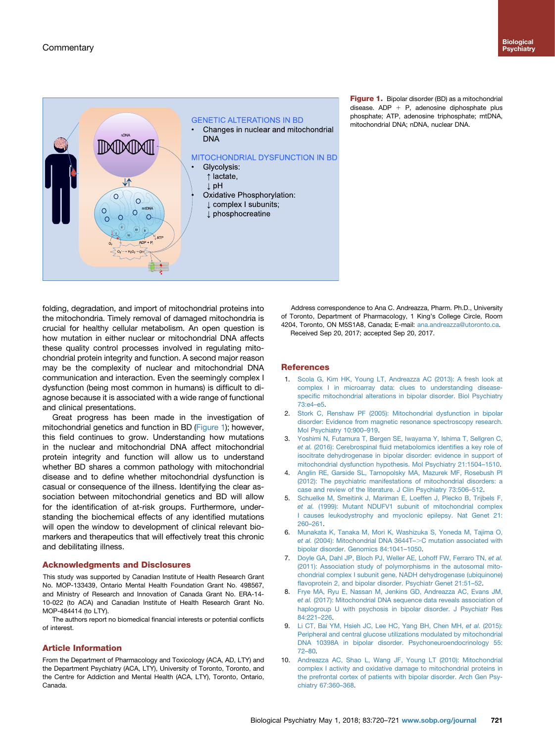GENETIC ALTERATIONS IN BD

- Changes in nuclear and mitochondrial DNA

MITOCHONDRIAL DYSFUNCTION IN BD

- Glycolysis:
  ↑ lactate,
  ↓ pH
- Oxidative Phosphorylation:
  ↓ complex I subunits;
  ↓ phosphocreatine

nDNA

mtDNA

I II III IV V

ATP

ADP + Pi

$O_2$

$O_2^{\cdot-} \rightarrow H_2O_2 \rightarrow OH^{\cdot}$

**Figure 1.** Bipolar disorder (BD) as a mitochondrial disease. ADP + P, adenosine diphosphate plus phosphate; ATP, adenosine triphosphate; mtDNA, mitochondrial DNA; nDNA, nuclear DNA.

folding, degradation, and import of mitochondrial proteins into the mitochondria. Timely removal of damaged mitochondria is crucial for healthy cellular metabolism. An open question is how mutation in either nuclear or mitochondrial DNA affects these quality control processes involved in regulating mitochondrial protein integrity and function. A second major reason may be the complexity of nuclear and mitochondrial DNA communication and interaction. Even the seemingly complex I dysfunction (being most common in humans) is difficult to diagnose because it is associated with a wide range of functional and clinical presentations.

Great progress has been made in the investigation of mitochondrial genetics and function in BD (Figure 1); however, this field continues to grow. Understanding how mutations in the nuclear and mitochondrial DNA affect mitochondrial protein integrity and function will allow us to understand whether BD shares a common pathology with mitochondrial disease and to define whether mitochondrial dysfunction is causal or consequence of the illness. Identifying the clear association between mitochondrial genetics and BD will allow for the identification of at-risk groups. Furthermore, understanding the biochemical effects of any identified mutations will open the window to development of clinical relevant biomarkers and therapeutics that will effectively treat this chronic and debilitating illness.

## Acknowledgments and Disclosures

This study was supported by Canadian Institute of Health Research Grant No. MOP-133439, Ontario Mental Health Foundation Grant No. 498567, and Ministry of Research and Innovation of Canada Grant No. ERA-14-10-022 (to ACA) and Canadian Institute of Health Research Grant No. MOP-484414 (to LTY).

The authors report no biomedical financial interests or potential conflicts of interest.

## Article Information

From the Department of Pharmacology and Toxicology (ACA, AD, LTY) and the Department Psychiatry (ACA, LTY), University of Toronto, Toronto, and the Centre for Addiction and Mental Health (ACA, LTY), Toronto, Ontario, Canada.

Address correspondence to Ana C. Andreazza, Pharm. Ph.D., University of Toronto, Department of Pharmacology, 1 King's College Circle, Room 4204, Toronto, ON M5S1A8, Canada; E-mail: ana.andreazza@utoronto.ca.

Received Sep 20, 2017; accepted Sep 20, 2017.

## References

1. Scola G, Kim HK, Young LT, Andreazza AC (2013): A fresh look at complex I in microarray data: clues to understanding disease-specific mitochondrial alterations in bipolar disorder. Biol Psychiatry 73:e4–e5.
2. Stork C, Renshaw PF (2005): Mitochondrial dysfunction in bipolar disorder: Evidence from magnetic resonance spectroscopy research. Mol Psychiatry 10:900–919.
3. Yoshimi N, Futamura T, Bergen SE, Iwayama Y, Ishima T, Sellgren C, *et al.* (2016): Cerebrospinal fluid metabolomics identifies a key role of isocitrate dehydrogenase in bipolar disorder: evidence in support of mitochondrial dysfunction hypothesis. Mol Psychiatry 21:1504–1510.
4. Anglin RE, Garside SL, Tarnopolsky MA, Mazurek MF, Rosebush PI (2012): The psychiatric manifestations of mitochondrial disorders: a case and review of the literature. J Clin Psychiatry 73:506–512.
5. Schuelke M, Smeitink J, Mariman E, Loeffen J, Plecko B, Trijbels F, *et al.* (1999): Mutant NDUFV1 subunit of mitochondrial complex I causes leukodystrophy and myoclonic epilepsy. Nat Genet 21: 260–261.
6. Munakata K, Tanaka M, Mori K, Washizuka S, Yoneda M, Tajima O, *et al.* (2004): Mitochondrial DNA 3644T–>C mutation associated with bipolar disorder. Genomics 84:1041–1050.
7. Doyle GA, Dahl JP, Bloch PJ, Weller AE, Lohoff FW, Ferraro TN, *et al.* (2011): Association study of polymorphisms in the autosomal mitochondrial complex I subunit gene, NADH dehydrogenase (ubiquinone) flavoprotein 2, and bipolar disorder. Psychiatr Genet 21:51–52.
8. Frye MA, Ryu E, Nassan M, Jenkins GD, Andreazza AC, Evans JM, *et al.* (2017): Mitochondrial DNA sequence data reveals association of haplogroup U with psychosis in bipolar disorder. J Psychiatr Res 84:221–226.
9. Li CT, Bai YM, Hsieh JC, Lee HC, Yang BH, Chen MH, *et al.* (2015): Peripheral and central glucose utilizations modulated by mitochondrial DNA 10398A in bipolar disorder. Psychoneuroendocrinology 55: 72–80.
10. Andreazza AC, Shao L, Wang JF, Young LT (2010): Mitochondrial complex I activity and oxidative damage to mitochondrial proteins in the prefrontal cortex of patients with bipolar disorder. Arch Gen Psychiatry 67:360–368.